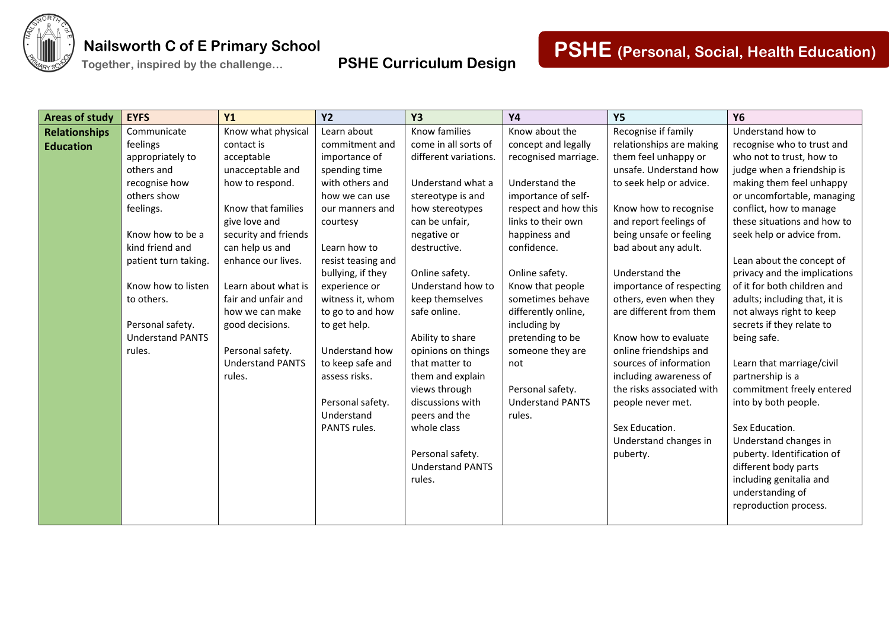# Nailsworth C of E Primary School

Together, inspired by the challenge…

## PSHE Curriculum Design

## PSHE (Personal, Social, Health Education)

| Areas of study | EYFS | Y1 | Y2 | Y3 | Y4 | Y5 | Y6 |
|---|---|---|---|---|---|---|---|
| **Relationships Education** | Communicate feelings appropriately to others and recognise how others show feelings.<br><br>Know how to be a kind friend and patient turn taking.<br><br>Know how to listen to others.<br><br>Personal safety. Understand PANTS rules. | Know what physical contact is acceptable unacceptable and how to respond.<br><br>Know that families give love and security and friends can help us and enhance our lives.<br><br>Learn about what is fair and unfair and how we can make good decisions.<br><br>Personal safety. Understand PANTS rules. | Learn about commitment and importance of spending time with others and how we can use our manners and courtesy<br><br>Learn how to resist teasing and bullying, if they experience or witness it, whom to go to and how to get help.<br><br>Understand how to keep safe and assess risks.<br><br>Personal safety. Understand PANTS rules. | Know families come in all sorts of different variations.<br><br>Understand what a stereotype is and how stereotypes can be unfair, negative or destructive.<br><br>Online safety. Understand how to keep themselves safe online.<br><br>Ability to share opinions on things that matter to them and explain views through discussions with peers and the whole class<br><br>Personal safety. Understand PANTS rules. | Know about the concept and legally recognised marriage.<br><br>Understand the importance of self-respect and how this links to their own happiness and confidence.<br><br>Online safety. Know that people sometimes behave differently online, including by pretending to be someone they are not<br><br>Personal safety. Understand PANTS rules. | Recognise if family relationships are making them feel unhappy or unsafe. Understand how to seek help or advice.<br><br>Know how to recognise and report feelings of being unsafe or feeling bad about any adult.<br><br>Understand the importance of respecting others, even when they are different from them<br><br>Know how to evaluate online friendships and sources of information including awareness of the risks associated with people never met.<br><br>Sex Education. Understand changes in puberty. | Understand how to recognise who to trust and who not to trust, how to judge when a friendship is making them feel unhappy or uncomfortable, managing conflict, how to manage these situations and how to seek help or advice from.<br><br>Lean about the concept of privacy and the implications of it for both children and adults; including that, it is not always right to keep secrets if they relate to being safe.<br><br>Learn that marriage/civil partnership is a commitment freely entered into by both people.<br><br>Sex Education. Understand changes in puberty. Identification of different body parts including genitalia and understanding of reproduction process. |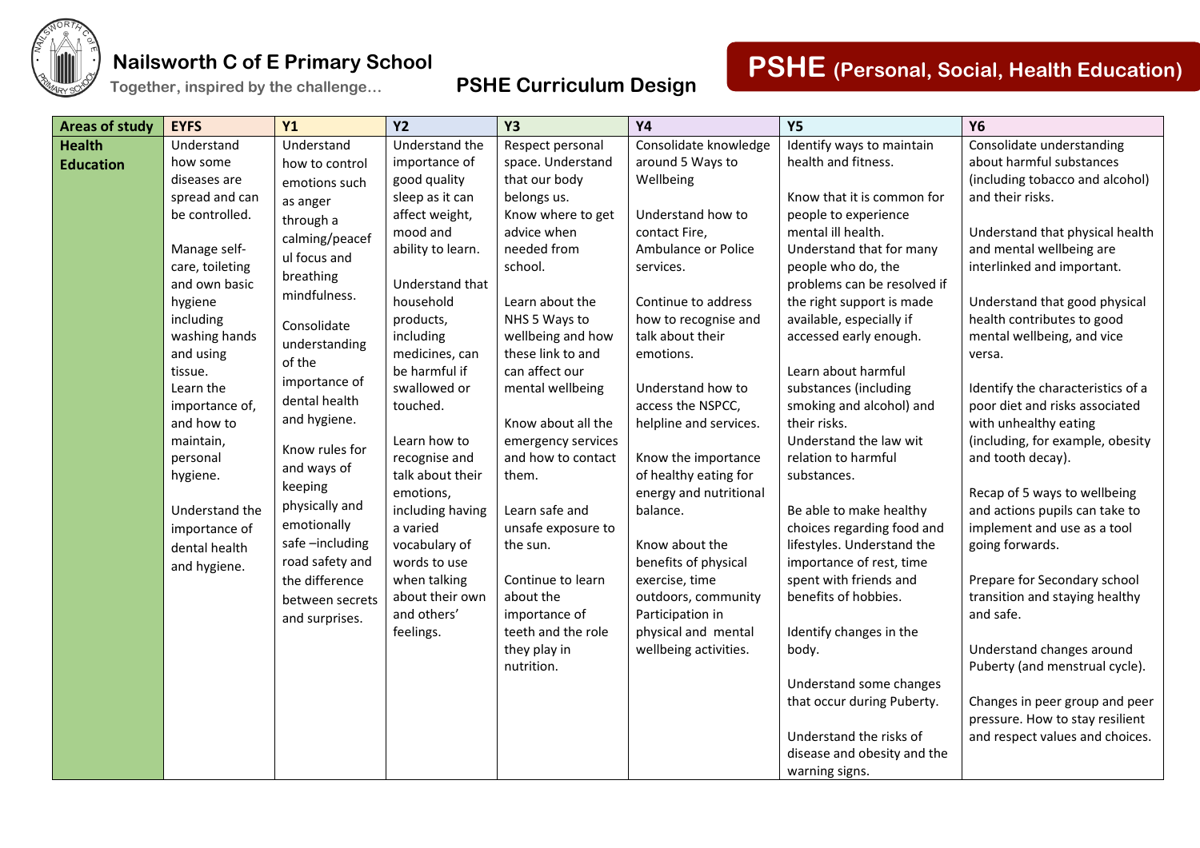# Nailsworth C of E Primary School

Together, inspired by the challenge…

## PSHE Curriculum Design

## PSHE (Personal, Social, Health Education)

| Areas of study | EYFS | Y1 | Y2 | Y3 | Y4 | Y5 | Y6 |
|---|---|---|---|---|---|---|---|
| **Health Education** | Understand how some diseases are spread and can be controlled.<br><br>Manage self-care, toileting and own basic hygiene including washing hands and using tissue.<br>Learn the importance of, and how to maintain, personal hygiene.<br><br>Understand the importance of dental health and hygiene. | Understand how to control emotions such as anger through a calming/peaceful focus and breathing mindfulness.<br><br>Consolidate understanding of the importance of dental health and hygiene.<br><br>Know rules for and ways of keeping physically and emotionally safe –including road safety and the difference between secrets and surprises. | Understand the importance of good quality sleep as it can affect weight, mood and ability to learn.<br><br>Understand that household products, including medicines, can be harmful if swallowed or touched.<br><br>Learn how to recognise and talk about their emotions, including having a varied vocabulary of words to use when talking about their own and others' feelings. | Respect personal space. Understand that our body belongs us.<br>Know where to get advice when needed from school.<br><br>Learn about the NHS 5 Ways to wellbeing and how these link to and can affect our mental wellbeing<br><br>Know about all the emergency services and how to contact them.<br><br>Learn safe and unsafe exposure to the sun.<br><br>Continue to learn about the importance of teeth and the role they play in nutrition. | Consolidate knowledge around 5 Ways to Wellbeing<br><br>Understand how to contact Fire, Ambulance or Police services.<br><br>Continue to address how to recognise and talk about their emotions.<br><br>Understand how to access the NSPCC, helpline and services.<br><br>Know the importance of healthy eating for energy and nutritional balance.<br><br>Know about the benefits of physical exercise, time outdoors, community Participation in physical and mental wellbeing activities. | Identify ways to maintain health and fitness.<br><br>Know that it is common for people to experience mental ill health.<br>Understand that for many people who do, the problems can be resolved if the right support is made available, especially if accessed early enough.<br><br>Learn about harmful substances (including smoking and alcohol) and their risks.<br>Understand the law wit relation to harmful substances.<br><br>Be able to make healthy choices regarding food and lifestyles. Understand the importance of rest, time spent with friends and benefits of hobbies.<br><br>Identify changes in the body.<br><br>Understand some changes that occur during Puberty.<br><br>Understand the risks of disease and obesity and the warning signs. | Consolidate understanding about harmful substances (including tobacco and alcohol) and their risks.<br><br>Understand that physical health and mental wellbeing are interlinked and important.<br><br>Understand that good physical health contributes to good mental wellbeing, and vice versa.<br><br>Identify the characteristics of a poor diet and risks associated with unhealthy eating (including, for example, obesity and tooth decay).<br><br>Recap of 5 ways to wellbeing and actions pupils can take to implement and use as a tool going forwards.<br><br>Prepare for Secondary school transition and staying healthy and safe.<br><br>Understand changes around Puberty (and menstrual cycle).<br><br>Changes in peer group and peer pressure. How to stay resilient and respect values and choices. |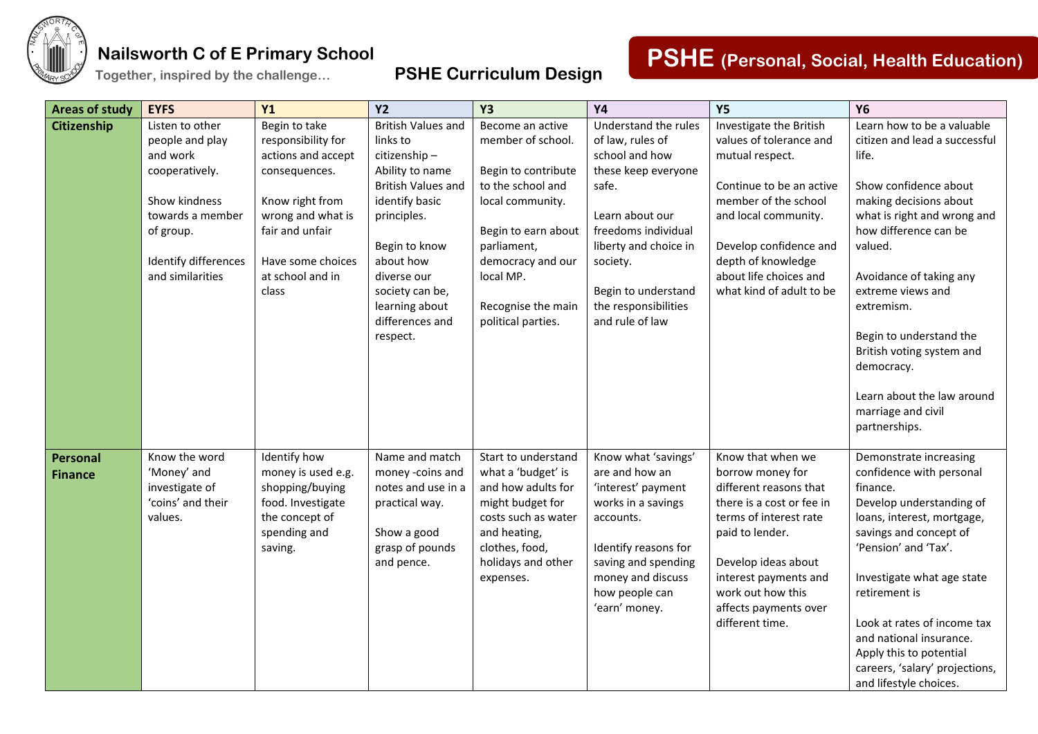# Nailsworth C of E Primary School

Together, inspired by the challenge…

## PSHE Curriculum Design

## PSHE (Personal, Social, Health Education)

| Areas of study | EYFS | Y1 | Y2 | Y3 | Y4 | Y5 | Y6 |
|---|---|---|---|---|---|---|---|
| **Citizenship** | Listen to other people and play and work cooperatively.<br><br>Show kindness towards a member of group.<br><br>Identify differences and similarities | Begin to take responsibility for actions and accept consequences.<br><br>Know right from wrong and what is fair and unfair<br><br>Have some choices at school and in class | British Values and links to citizenship – Ability to name British Values and identify basic principles.<br><br>Begin to know about how diverse our society can be, learning about differences and respect. | Become an active member of school.<br><br>Begin to contribute to the school and local community.<br><br>Begin to earn about parliament, democracy and our local MP.<br><br>Recognise the main political parties. | Understand the rules of law, rules of school and how these keep everyone safe.<br><br>Learn about our freedoms individual liberty and choice in society.<br><br>Begin to understand the responsibilities and rule of law | Investigate the British values of tolerance and mutual respect.<br><br>Continue to be an active member of the school and local community.<br><br>Develop confidence and depth of knowledge about life choices and what kind of adult to be | Learn how to be a valuable citizen and lead a successful life.<br><br>Show confidence about making decisions about what is right and wrong and how difference can be valued.<br><br>Avoidance of taking any extreme views and extremism.<br><br>Begin to understand the British voting system and democracy.<br><br>Learn about the law around marriage and civil partnerships. |
| **Personal Finance** | Know the word 'Money' and investigate of 'coins' and their values. | Identify how money is used e.g. shopping/buying food. Investigate the concept of spending and saving. | Name and match money -coins and notes and use in a practical way.<br><br>Show a good grasp of pounds and pence. | Start to understand what a 'budget' is and how adults for might budget for costs such as water and heating, clothes, food, holidays and other expenses. | Know what 'savings' are and how an 'interest' payment works in a savings accounts.<br><br>Identify reasons for saving and spending money and discuss how people can 'earn' money. | Know that when we borrow money for different reasons that there is a cost or fee in terms of interest rate paid to lender.<br><br>Develop ideas about interest payments and work out how this affects payments over different time. | Demonstrate increasing confidence with personal finance.<br>Develop understanding of loans, interest, mortgage, savings and concept of 'Pension' and 'Tax'.<br><br>Investigate what age state retirement is<br><br>Look at rates of income tax and national insurance. Apply this to potential careers, 'salary' projections, and lifestyle choices. |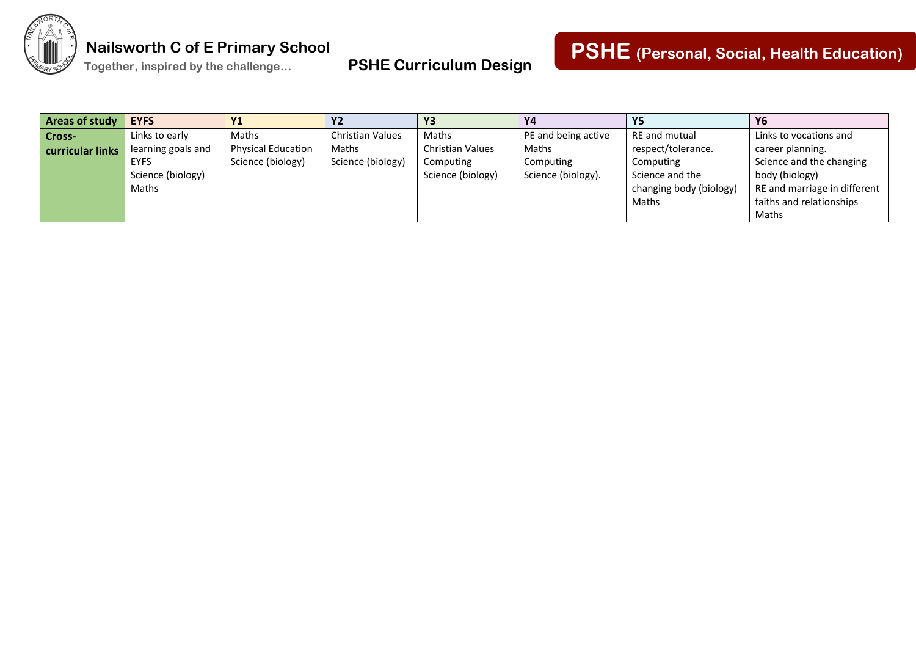# Nailsworth C of E Primary School

Together, inspired by the challenge…

## PSHE Curriculum Design

## PSHE (Personal, Social, Health Education)

| Areas of study | EYFS | Y1 | Y2 | Y3 | Y4 | Y5 | Y6 |
|---|---|---|---|---|---|---|---|
| **Cross-curricular links** | Links to early learning goals and EYFS<br>Science (biology)<br>Maths | Maths<br>Physical Education<br>Science (biology) | Christian Values<br>Maths<br>Science (biology) | Maths<br>Christian Values<br>Computing<br>Science (biology) | PE and being active<br>Maths<br>Computing<br>Science (biology). | RE and mutual respect/tolerance.<br>Computing<br>Science and the changing body (biology)<br>Maths | Links to vocations and career planning.<br>Science and the changing body (biology)<br>RE and marriage in different faiths and relationships<br>Maths |